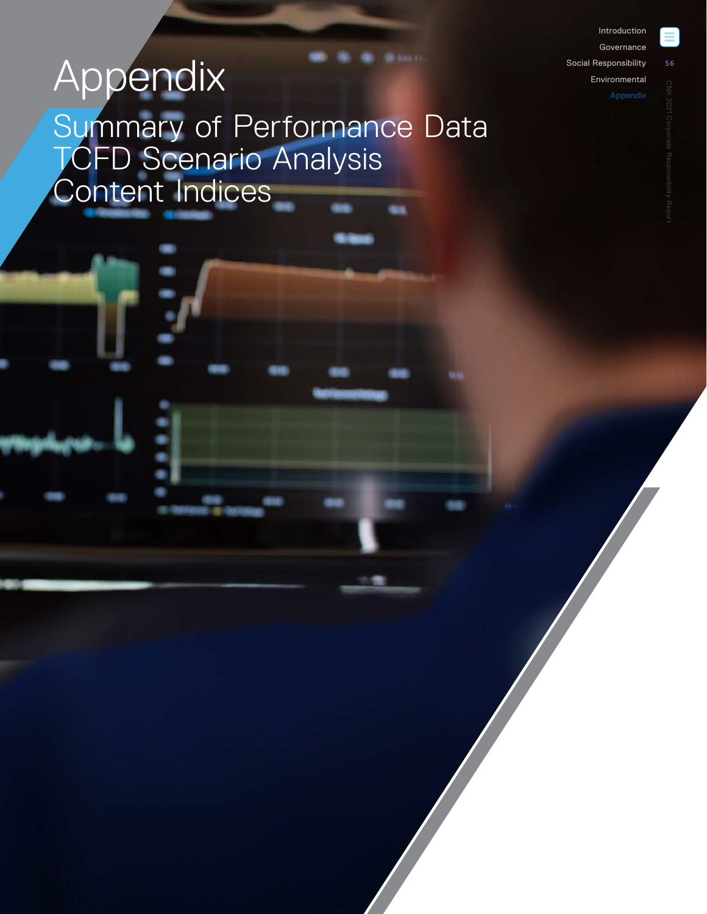# Appendix

## Summary of Performance Data
## TCFD Scenario Analysis
## Content Indices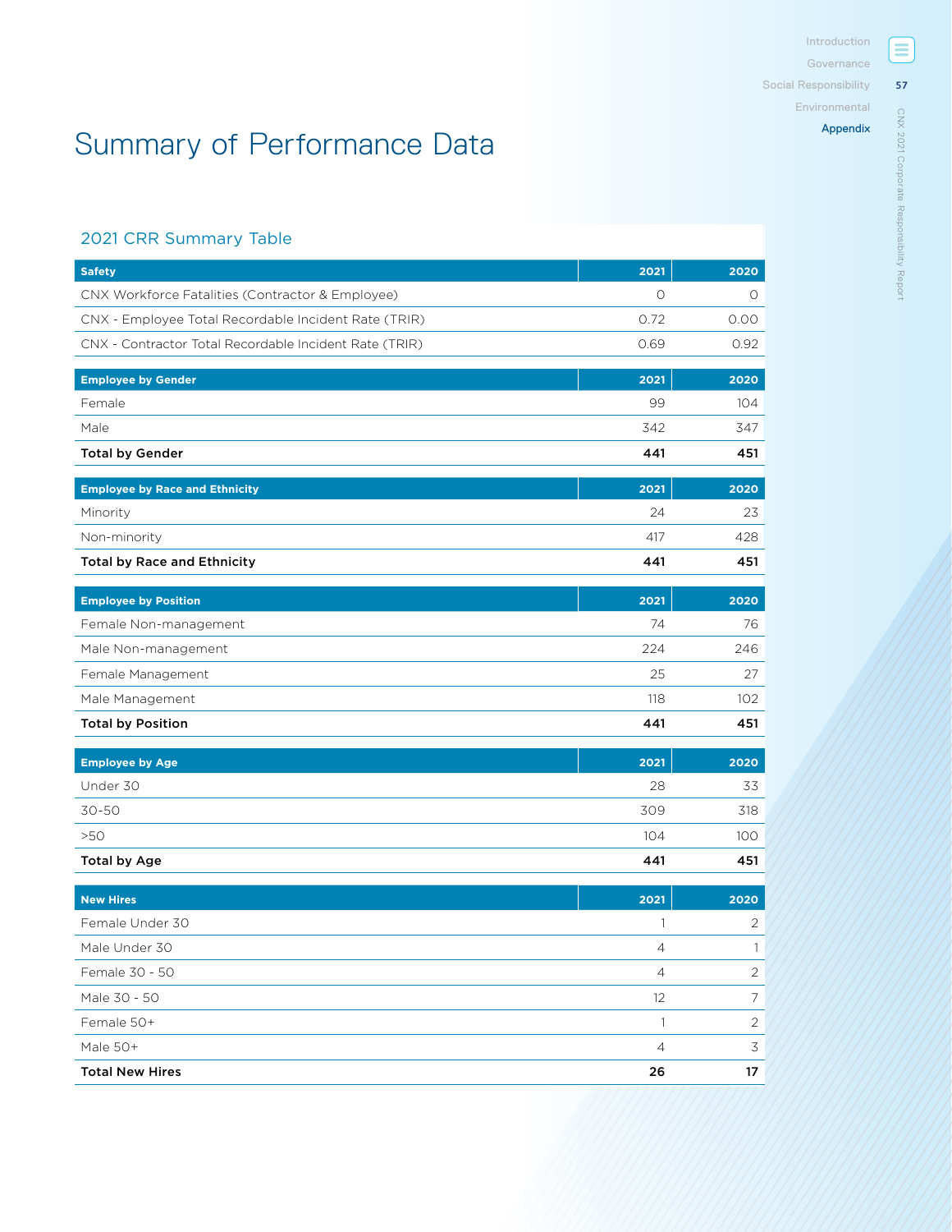# Summary of Performance Data

## 2021 CRR Summary Table

| Safety | 2021 | 2020 |
|---|---|---|
| CNX Workforce Fatalities (Contractor & Employee) | 0 | 0 |
| CNX - Employee Total Recordable Incident Rate (TRIR) | 0.72 | 0.00 |
| CNX - Contractor Total Recordable Incident Rate (TRIR) | 0.69 | 0.92 |

| Employee by Gender | 2021 | 2020 |
|---|---|---|
| Female | 99 | 104 |
| Male | 342 | 347 |
| **Total by Gender** | **441** | **451** |

| Employee by Race and Ethnicity | 2021 | 2020 |
|---|---|---|
| Minority | 24 | 23 |
| Non-minority | 417 | 428 |
| **Total by Race and Ethnicity** | **441** | **451** |

| Employee by Position | 2021 | 2020 |
|---|---|---|
| Female Non-management | 74 | 76 |
| Male Non-management | 224 | 246 |
| Female Management | 25 | 27 |
| Male Management | 118 | 102 |
| **Total by Position** | **441** | **451** |

| Employee by Age | 2021 | 2020 |
|---|---|---|
| Under 30 | 28 | 33 |
| 30-50 | 309 | 318 |
| >50 | 104 | 100 |
| **Total by Age** | **441** | **451** |

| New Hires | 2021 | 2020 |
|---|---|---|
| Female Under 30 | 1 | 2 |
| Male Under 30 | 4 | 1 |
| Female 30 - 50 | 4 | 2 |
| Male 30 - 50 | 12 | 7 |
| Female 50+ | 1 | 2 |
| Male 50+ | 4 | 3 |
| **Total New Hires** | **26** | **17** |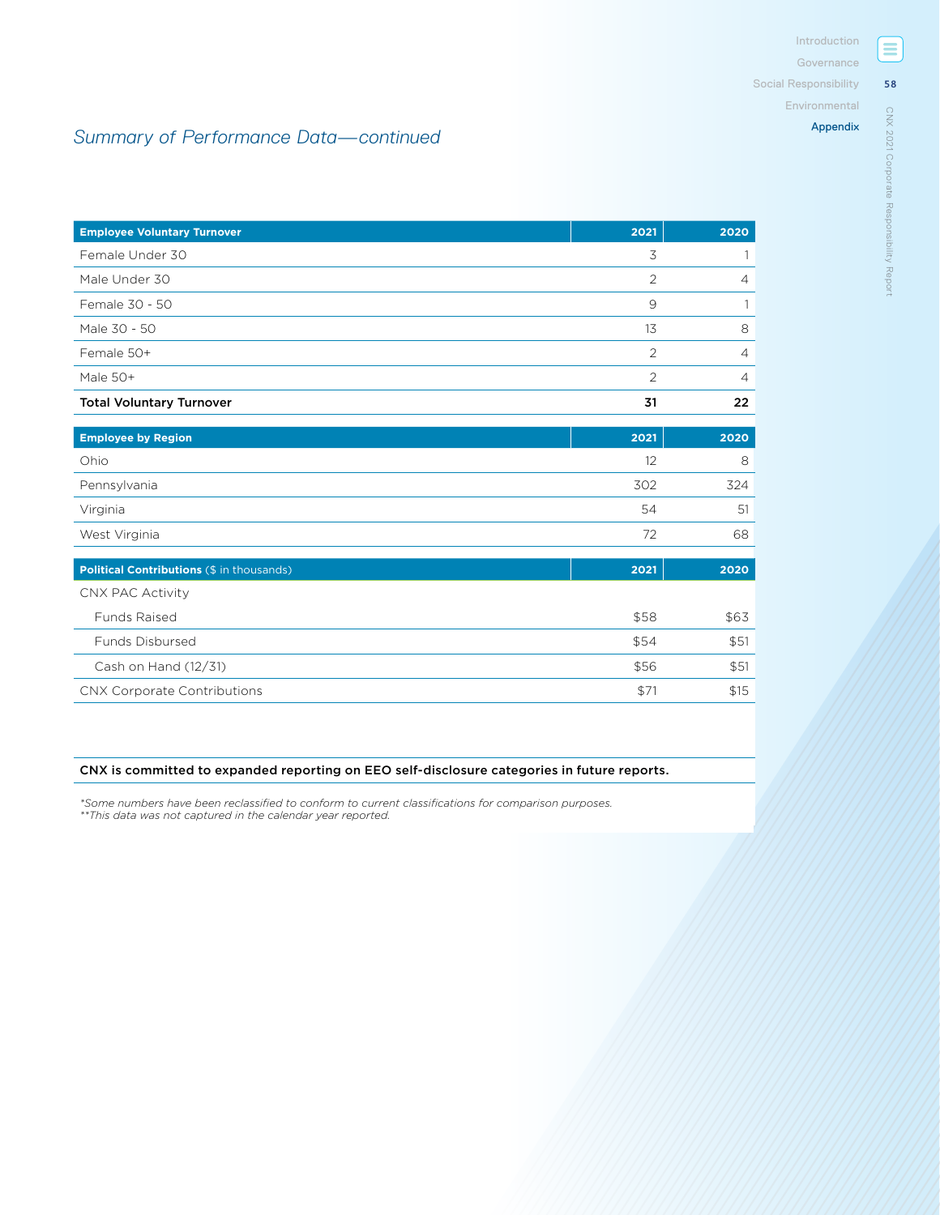## *Summary of Performance Data—continued*

| Employee Voluntary Turnover | 2021 | 2020 |
|---|---|---|
| Female Under 30 | 3 | 1 |
| Male Under 30 | 2 | 4 |
| Female 30 - 50 | 9 | 1 |
| Male 30 - 50 | 13 | 8 |
| Female 50+ | 2 | 4 |
| Male 50+ | 2 | 4 |
| **Total Voluntary Turnover** | **31** | **22** |

| Employee by Region | 2021 | 2020 |
|---|---|---|
| Ohio | 12 | 8 |
| Pennsylvania | 302 | 324 |
| Virginia | 54 | 51 |
| West Virginia | 72 | 68 |

| **Political Contributions** ($ in thousands) | 2021 | 2020 |
|---|---|---|
| CNX PAC Activity | | |
| Funds Raised | $58 | $63 |
| Funds Disbursed | $54 | $51 |
| Cash on Hand (12/31) | $56 | $51 |
| CNX Corporate Contributions | $71 | $15 |

**CNX is committed to expanded reporting on EEO self-disclosure categories in future reports.**

*\*Some numbers have been reclassified to conform to current classifications for comparison purposes.*
*\*\*This data was not captured in the calendar year reported.*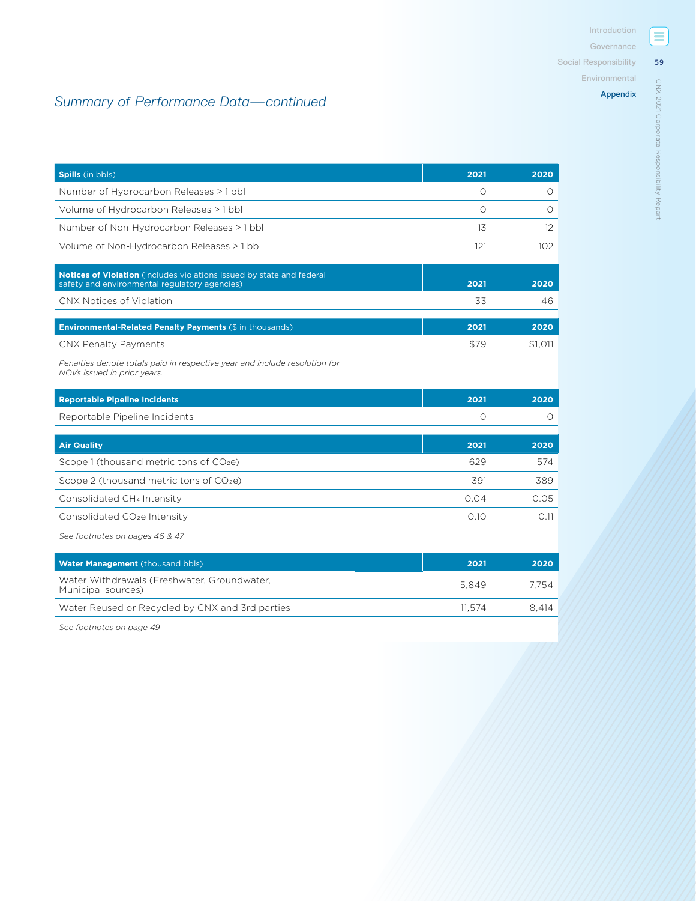## *Summary of Performance Data—continued*

| **Spills** (in bbls) | 2021 | 2020 |
|---|---|---|
| Number of Hydrocarbon Releases > 1 bbl | 0 | 0 |
| Volume of Hydrocarbon Releases > 1 bbl | 0 | 0 |
| Number of Non-Hydrocarbon Releases > 1 bbl | 13 | 12 |
| Volume of Non-Hydrocarbon Releases > 1 bbl | 121 | 102 |

| **Notices of Violation** (includes violations issued by state and federal safety and environmental regulatory agencies) | 2021 | 2020 |
|---|---|---|
| CNX Notices of Violation | 33 | 46 |

| **Environmental-Related Penalty Payments** ($ in thousands) | 2021 | 2020 |
|---|---|---|
| CNX Penalty Payments | $79 | $1,011 |

*Penalties denote totals paid in respective year and include resolution for NOVs issued in prior years.*

| **Reportable Pipeline Incidents** | 2021 | 2020 |
|---|---|---|
| Reportable Pipeline Incidents | 0 | 0 |

| **Air Quality** | 2021 | 2020 |
|---|---|---|
| Scope 1 (thousand metric tons of $CO_2e$) | 629 | 574 |
| Scope 2 (thousand metric tons of $CO_2e$) | 391 | 389 |
| Consolidated $CH_4$ Intensity | 0.04 | 0.05 |
| Consolidated $CO_2e$ Intensity | 0.10 | 0.11 |

*See footnotes on pages 46 & 47*

| **Water Management** (thousand bbls) | 2021 | 2020 |
|---|---|---|
| Water Withdrawals (Freshwater, Groundwater, Municipal sources) | 5,849 | 7,754 |
| Water Reused or Recycled by CNX and 3rd parties | 11,574 | 8,414 |

*See footnotes on page 49*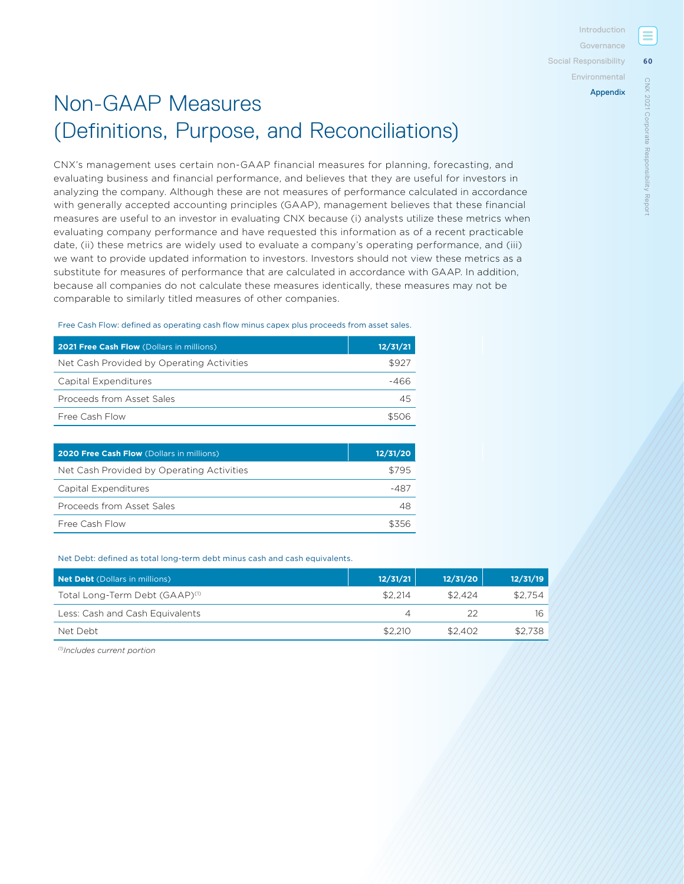# Non-GAAP Measures (Definitions, Purpose, and Reconciliations)

CNX's management uses certain non-GAAP financial measures for planning, forecasting, and evaluating business and financial performance, and believes that they are useful for investors in analyzing the company. Although these are not measures of performance calculated in accordance with generally accepted accounting principles (GAAP), management believes that these financial measures are useful to an investor in evaluating CNX because (i) analysts utilize these metrics when evaluating company performance and have requested this information as of a recent practicable date, (ii) these metrics are widely used to evaluate a company's operating performance, and (iii) we want to provide updated information to investors. Investors should not view these metrics as a substitute for measures of performance that are calculated in accordance with GAAP. In addition, because all companies do not calculate these measures identically, these measures may not be comparable to similarly titled measures of other companies.

Free Cash Flow: defined as operating cash flow minus capex plus proceeds from asset sales.

| **2021 Free Cash Flow** (Dollars in millions) | 12/31/21 |
|---|---|
| Net Cash Provided by Operating Activities | $927 |
| Capital Expenditures | -466 |
| Proceeds from Asset Sales | 45 |
| Free Cash Flow | $506 |

| **2020 Free Cash Flow** (Dollars in millions) | 12/31/20 |
|---|---|
| Net Cash Provided by Operating Activities | $795 |
| Capital Expenditures | -487 |
| Proceeds from Asset Sales | 48 |
| Free Cash Flow | $356 |

Net Debt: defined as total long-term debt minus cash and cash equivalents.

| **Net Debt** (Dollars in millions) | 12/31/21 | 12/31/20 | 12/31/19 |
|---|---|---|---|
| Total Long-Term Debt (GAAP)[1] | $2,214 | $2,424 | $2,754 |
| Less: Cash and Cash Equivalents | 4 | 22 | 16 |
| Net Debt | $2,210 | $2,402 | $2,738 |

*[1]Includes current portion*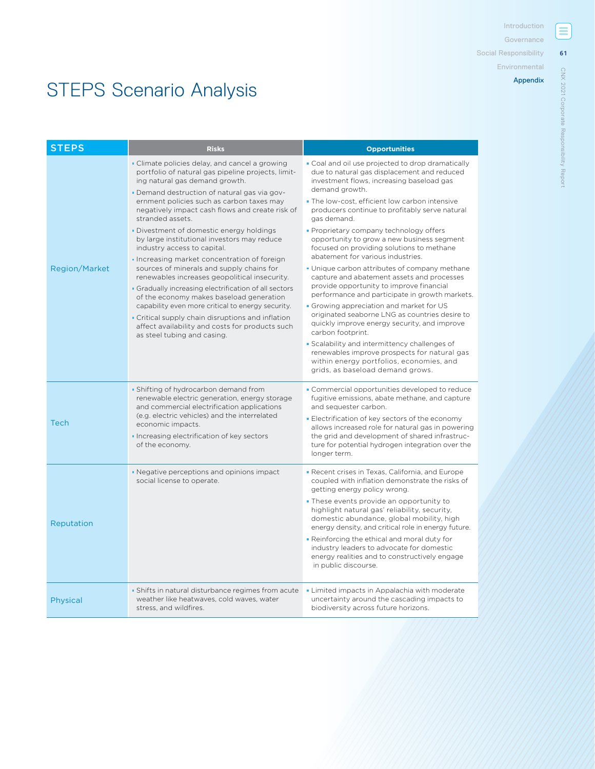# STEPS Scenario Analysis

| STEPS | Risks | Opportunities |
|---|---|---|
| Region/Market | ▪ Climate policies delay, and cancel a growing portfolio of natural gas pipeline projects, limiting natural gas demand growth.<br>▪ Demand destruction of natural gas via government policies such as carbon taxes may negatively impact cash flows and create risk of stranded assets.<br>▪ Divestment of domestic energy holdings by large institutional investors may reduce industry access to capital.<br>▪ Increasing market concentration of foreign sources of minerals and supply chains for renewables increases geopolitical insecurity.<br>▪ Gradually increasing electrification of all sectors of the economy makes baseload generation capability even more critical to energy security.<br>▪ Critical supply chain disruptions and inflation affect availability and costs for products such as steel tubing and casing. | ▪ Coal and oil use projected to drop dramatically due to natural gas displacement and reduced investment flows, increasing baseload gas demand growth.<br>▪ The low-cost, efficient low carbon intensive producers continue to profitably serve natural gas demand.<br>▪ Proprietary company technology offers opportunity to grow a new business segment focused on providing solutions to methane abatement for various industries.<br>▪ Unique carbon attributes of company methane capture and abatement assets and processes provide opportunity to improve financial performance and participate in growth markets.<br>▪ Growing appreciation and market for US originated seaborne LNG as countries desire to quickly improve energy security, and improve carbon footprint.<br>▪ Scalability and intermittency challenges of renewables improve prospects for natural gas within energy portfolios, economies, and grids, as baseload demand grows. |
| Tech | ▪ Shifting of hydrocarbon demand from renewable electric generation, energy storage and commercial electrification applications (e.g. electric vehicles) and the interrelated economic impacts.<br>▪ Increasing electrification of key sectors of the economy. | ▪ Commercial opportunities developed to reduce fugitive emissions, abate methane, and capture and sequester carbon.<br>▪ Electrification of key sectors of the economy allows increased role for natural gas in powering the grid and development of shared infrastructure for potential hydrogen integration over the longer term. |
| Reputation | ▪ Negative perceptions and opinions impact social license to operate. | ▪ Recent crises in Texas, California, and Europe coupled with inflation demonstrate the risks of getting energy policy wrong.<br>▪ These events provide an opportunity to highlight natural gas' reliability, security, domestic abundance, global mobility, high energy density, and critical role in energy future.<br>▪ Reinforcing the ethical and moral duty for industry leaders to advocate for domestic energy realities and to constructively engage in public discourse. |
| Physical | ▪ Shifts in natural disturbance regimes from acute weather like heatwaves, cold waves, water stress, and wildfires. | ▪ Limited impacts in Appalachia with moderate uncertainty around the cascading impacts to biodiversity across future horizons. |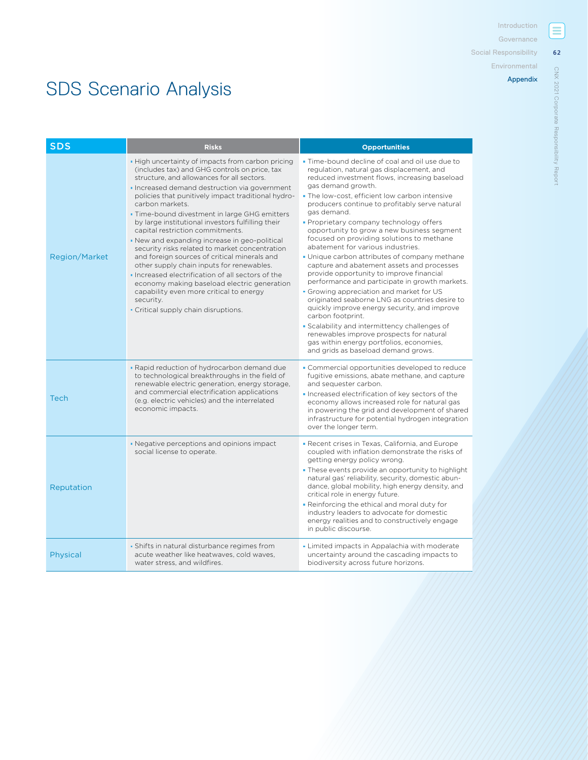# SDS Scenario Analysis

| SDS | Risks | Opportunities |
|---|---|---|
| Region/Market | ▪ High uncertainty of impacts from carbon pricing (includes tax) and GHG controls on price, tax structure, and allowances for all sectors.<br>▪ Increased demand destruction via government policies that punitively impact traditional hydrocarbon markets.<br>▪ Time-bound divestment in large GHG emitters by large institutional investors fulfilling their capital restriction commitments.<br>▪ New and expanding increase in geo-political security risks related to market concentration and foreign sources of critical minerals and other supply chain inputs for renewables.<br>▪ Increased electrification of all sectors of the economy making baseload electric generation capability even more critical to energy security.<br>▪ Critical supply chain disruptions. | ▪ Time-bound decline of coal and oil use due to regulation, natural gas displacement, and reduced investment flows, increasing baseload gas demand growth.<br>▪ The low-cost, efficient low carbon intensive producers continue to profitably serve natural gas demand.<br>▪ Proprietary company technology offers opportunity to grow a new business segment focused on providing solutions to methane abatement for various industries.<br>▪ Unique carbon attributes of company methane capture and abatement assets and processes provide opportunity to improve financial performance and participate in growth markets.<br>▪ Growing appreciation and market for US originated seaborne LNG as countries desire to quickly improve energy security, and improve carbon footprint.<br>▪ Scalability and intermittency challenges of renewables improve prospects for natural gas within energy portfolios, economies, and grids as baseload demand grows. |
| Tech | ▪ Rapid reduction of hydrocarbon demand due to technological breakthroughs in the field of renewable electric generation, energy storage, and commercial electrification applications (e.g. electric vehicles) and the interrelated economic impacts. | ▪ Commercial opportunities developed to reduce fugitive emissions, abate methane, and capture and sequester carbon.<br>▪ Increased electrification of key sectors of the economy allows increased role for natural gas in powering the grid and development of shared infrastructure for potential hydrogen integration over the longer term. |
| Reputation | ▪ Negative perceptions and opinions impact social license to operate. | ▪ Recent crises in Texas, California, and Europe coupled with inflation demonstrate the risks of getting energy policy wrong.<br>▪ These events provide an opportunity to highlight natural gas' reliability, security, domestic abundance, global mobility, high energy density, and critical role in energy future.<br>▪ Reinforcing the ethical and moral duty for industry leaders to advocate for domestic energy realities and to constructively engage in public discourse. |
| Physical | ▪ Shifts in natural disturbance regimes from acute weather like heatwaves, cold waves, water stress, and wildfires. | ▪ Limited impacts in Appalachia with moderate uncertainty around the cascading impacts to biodiversity across future horizons. |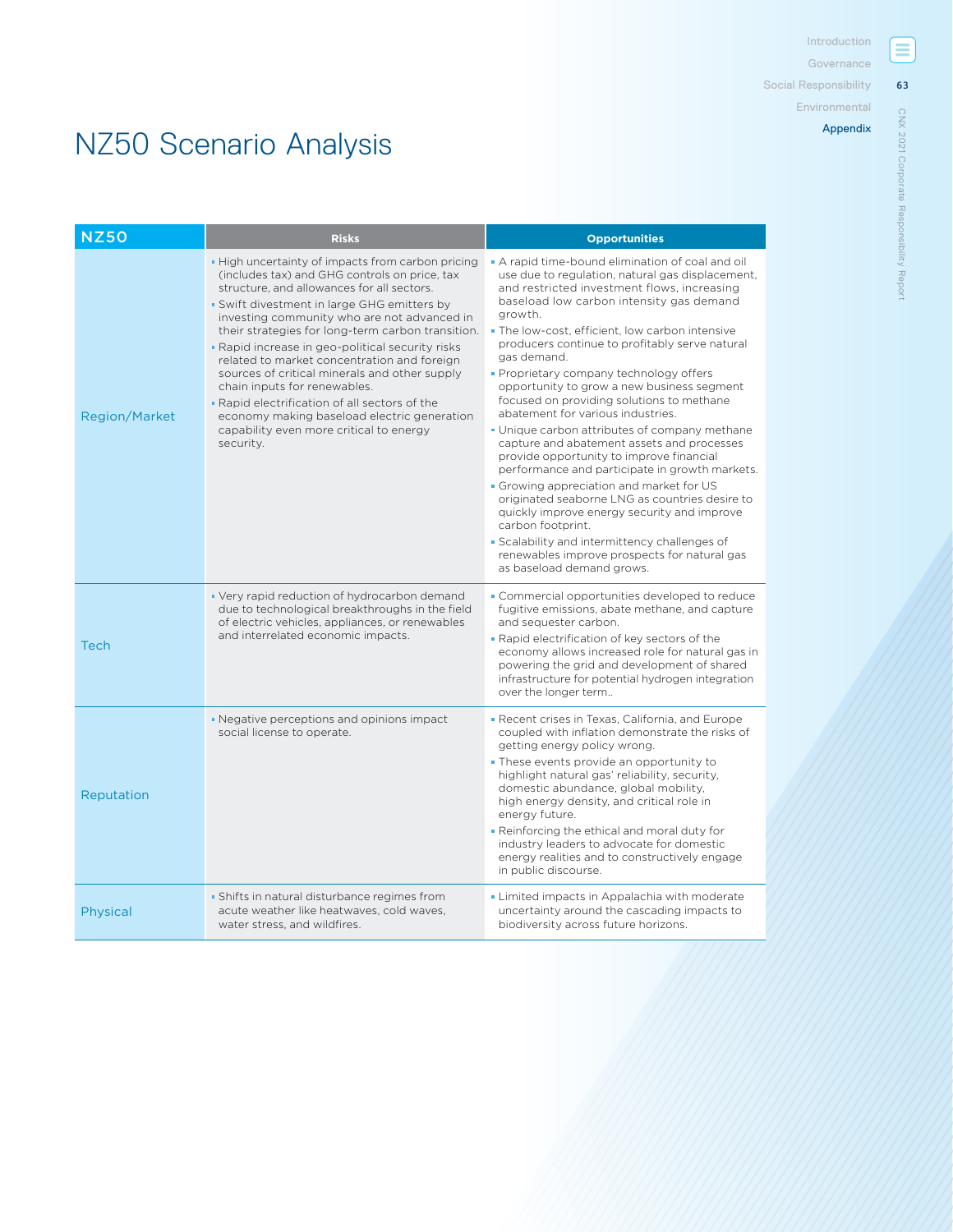# NZ50 Scenario Analysis

| NZ50 | Risks | Opportunities |
|---|---|---|
| Region/Market | • High uncertainty of impacts from carbon pricing (includes tax) and GHG controls on price, tax structure, and allowances for all sectors.<br>• Swift divestment in large GHG emitters by investing community who are not advanced in their strategies for long-term carbon transition.<br>• Rapid increase in geo-political security risks related to market concentration and foreign sources of critical minerals and other supply chain inputs for renewables.<br>• Rapid electrification of all sectors of the economy making baseload electric generation capability even more critical to energy security. | • A rapid time-bound elimination of coal and oil use due to regulation, natural gas displacement, and restricted investment flows, increasing baseload low carbon intensity gas demand growth.<br>• The low-cost, efficient, low carbon intensive producers continue to profitably serve natural gas demand.<br>• Proprietary company technology offers opportunity to grow a new business segment focused on providing solutions to methane abatement for various industries.<br>• Unique carbon attributes of company methane capture and abatement assets and processes provide opportunity to improve financial performance and participate in growth markets.<br>• Growing appreciation and market for US originated seaborne LNG as countries desire to quickly improve energy security and improve carbon footprint.<br>• Scalability and intermittency challenges of renewables improve prospects for natural gas as baseload demand grows. |
| Tech | • Very rapid reduction of hydrocarbon demand due to technological breakthroughs in the field of electric vehicles, appliances, or renewables and interrelated economic impacts. | • Commercial opportunities developed to reduce fugitive emissions, abate methane, and capture and sequester carbon.<br>• Rapid electrification of key sectors of the economy allows increased role for natural gas in powering the grid and development of shared infrastructure for potential hydrogen integration over the longer term.. |
| Reputation | • Negative perceptions and opinions impact social license to operate. | • Recent crises in Texas, California, and Europe coupled with inflation demonstrate the risks of getting energy policy wrong.<br>• These events provide an opportunity to highlight natural gas' reliability, security, domestic abundance, global mobility, high energy density, and critical role in energy future.<br>• Reinforcing the ethical and moral duty for industry leaders to advocate for domestic energy realities and to constructively engage in public discourse. |
| Physical | • Shifts in natural disturbance regimes from acute weather like heatwaves, cold waves, water stress, and wildfires. | • Limited impacts in Appalachia with moderate uncertainty around the cascading impacts to biodiversity across future horizons. |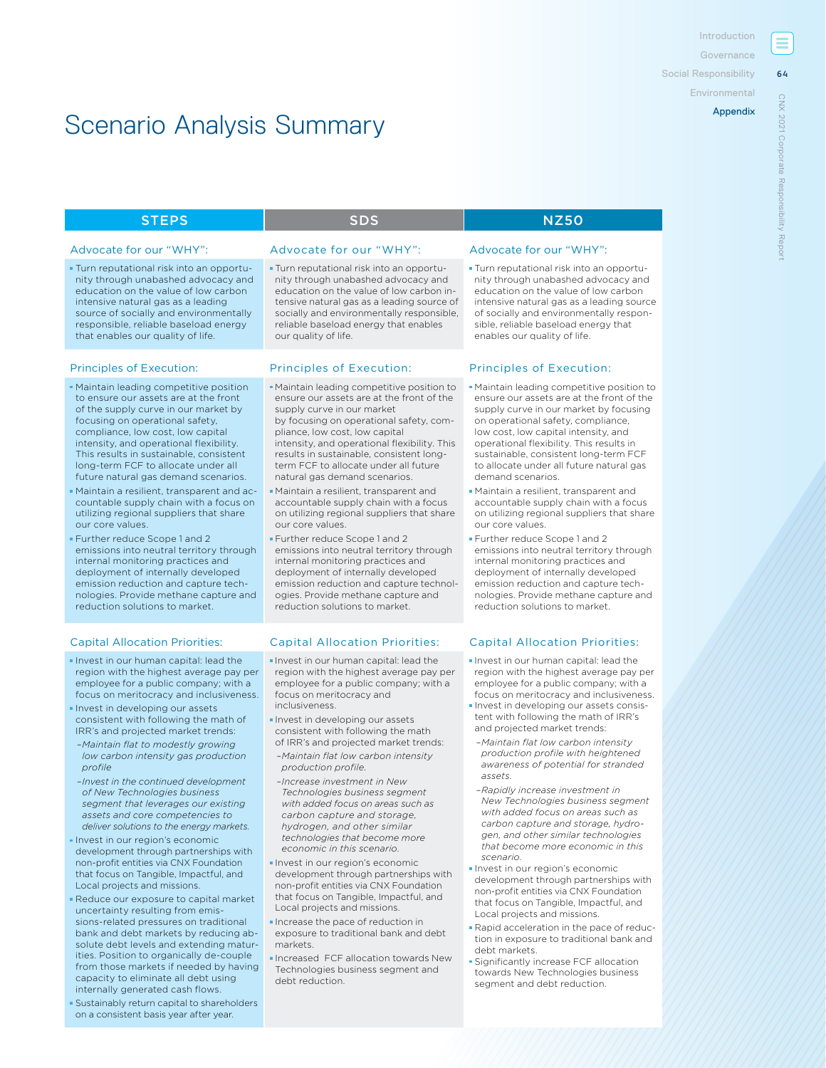# Scenario Analysis Summary

## STEPS

### Advocate for our "WHY":

- Turn reputational risk into an opportunity through unabashed advocacy and education on the value of low carbon intensive natural gas as a leading source of socially and environmentally responsible, reliable baseload energy that enables our quality of life.

### Principles of Execution:

- Maintain leading competitive position to ensure our assets are at the front of the supply curve in our market by focusing on operational safety, compliance, low cost, low capital intensity, and operational flexibility. This results in sustainable, consistent long-term FCF to allocate under all future natural gas demand scenarios.
- Maintain a resilient, transparent and accountable supply chain with a focus on utilizing regional suppliers that share our core values.
- Further reduce Scope 1 and 2 emissions into neutral territory through internal monitoring practices and deployment of internally developed emission reduction and capture technologies. Provide methane capture and reduction solutions to market.

### Capital Allocation Priorities:

- Invest in our human capital: lead the region with the highest average pay per employee for a public company; with a focus on meritocracy and inclusiveness.
- Invest in developing our assets consistent with following the math of IRR's and projected market trends:
  - *Maintain flat to modestly growing low carbon intensity gas production profile*
  - *Invest in the continued development of New Technologies business segment that leverages our existing assets and core competencies to deliver solutions to the energy markets.*
- Invest in our region's economic development through partnerships with non-profit entities via CNX Foundation that focus on Tangible, Impactful, and Local projects and missions.
- Reduce our exposure to capital market uncertainty resulting from emissions-related pressures on traditional bank and debt markets by reducing absolute debt levels and extending maturities. Position to organically de-couple from those markets if needed by having capacity to eliminate all debt using internally generated cash flows.
- Sustainably return capital to shareholders on a consistent basis year after year.

## SDS

### Advocate for our "WHY":

- Turn reputational risk into an opportunity through unabashed advocacy and education on the value of low carbon intensive natural gas as a leading source of socially and environmentally responsible, reliable baseload energy that enables our quality of life.

### Principles of Execution:

- Maintain leading competitive position to ensure our assets are at the front of the supply curve in our market by focusing on operational safety, compliance, low cost, low capital intensity, and operational flexibility. This results in sustainable, consistent long-term FCF to allocate under all future natural gas demand scenarios.
- Maintain a resilient, transparent and accountable supply chain with a focus on utilizing regional suppliers that share our core values.
- Further reduce Scope 1 and 2 emissions into neutral territory through internal monitoring practices and deployment of internally developed emission reduction and capture technologies. Provide methane capture and reduction solutions to market.

### Capital Allocation Priorities:

- Invest in our human capital: lead the region with the highest average pay per employee for a public company; with a focus on meritocracy and inclusiveness.
- Invest in developing our assets consistent with following the math of IRR's and projected market trends:
  - *Maintain flat low carbon intensity production profile.*
  - *Increase investment in New Technologies business segment with added focus on areas such as carbon capture and storage, hydrogen, and other similar technologies that become more economic in this scenario.*
- Invest in our region's economic development through partnerships with non-profit entities via CNX Foundation that focus on Tangible, Impactful, and Local projects and missions.
- Increase the pace of reduction in exposure to traditional bank and debt markets.
- Increased FCF allocation towards New Technologies business segment and debt reduction.

## NZ50

### Advocate for our "WHY":

- Turn reputational risk into an opportunity through unabashed advocacy and education on the value of low carbon intensive natural gas as a leading source of socially and environmentally responsible, reliable baseload energy that enables our quality of life.

### Principles of Execution:

- Maintain leading competitive position to ensure our assets are at the front of the supply curve in our market by focusing on operational safety, compliance, low cost, low capital intensity, and operational flexibility. This results in sustainable, consistent long-term FCF to allocate under all future natural gas demand scenarios.
- Maintain a resilient, transparent and accountable supply chain with a focus on utilizing regional suppliers that share our core values.
- Further reduce Scope 1 and 2 emissions into neutral territory through internal monitoring practices and deployment of internally developed emission reduction and capture technologies. Provide methane capture and reduction solutions to market.

### Capital Allocation Priorities:

- Invest in our human capital: lead the region with the highest average pay per employee for a public company; with a focus on meritocracy and inclusiveness.
- Invest in developing our assets consistent with following the math of IRR's and projected market trends:
  - *Maintain flat low carbon intensity production profile with heightened awareness of potential for stranded assets.*
  - *Rapidly increase investment in New Technologies business segment with added focus on areas such as carbon capture and storage, hydrogen, and other similar technologies that become more economic in this scenario.*
- Invest in our region's economic development through partnerships with non-profit entities via CNX Foundation that focus on Tangible, Impactful, and Local projects and missions.
- Rapid acceleration in the pace of reduction in exposure to traditional bank and debt markets.
- Significantly increase FCF allocation towards New Technologies business segment and debt reduction.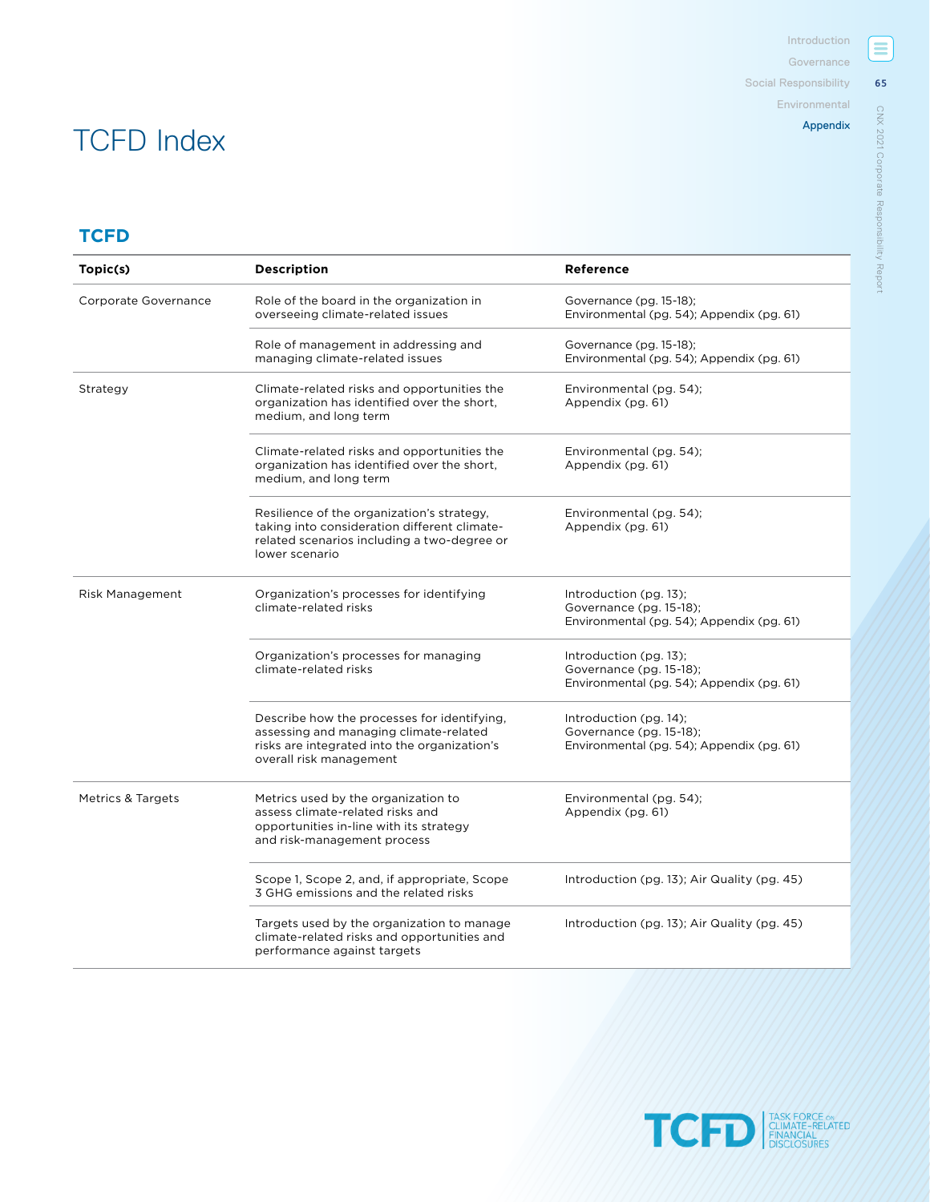# TCFD Index

## TCFD

| Topic(s) | Description | Reference |
|---|---|---|
| Corporate Governance | Role of the board in the organization in overseeing climate-related issues | Governance (pg. 15-18); Environmental (pg. 54); Appendix (pg. 61) |
| | Role of management in addressing and managing climate-related issues | Governance (pg. 15-18); Environmental (pg. 54); Appendix (pg. 61) |
| Strategy | Climate-related risks and opportunities the organization has identified over the short, medium, and long term | Environmental (pg. 54); Appendix (pg. 61) |
| | Climate-related risks and opportunities the organization has identified over the short, medium, and long term | Environmental (pg. 54); Appendix (pg. 61) |
| | Resilience of the organization's strategy, taking into consideration different climate-related scenarios including a two-degree or lower scenario | Environmental (pg. 54); Appendix (pg. 61) |
| Risk Management | Organization's processes for identifying climate-related risks | Introduction (pg. 13); Governance (pg. 15-18); Environmental (pg. 54); Appendix (pg. 61) |
| | Organization's processes for managing climate-related risks | Introduction (pg. 13); Governance (pg. 15-18); Environmental (pg. 54); Appendix (pg. 61) |
| | Describe how the processes for identifying, assessing and managing climate-related risks are integrated into the organization's overall risk management | Introduction (pg. 14); Governance (pg. 15-18); Environmental (pg. 54); Appendix (pg. 61) |
| Metrics & Targets | Metrics used by the organization to assess climate-related risks and opportunities in-line with its strategy and risk-management process | Environmental (pg. 54); Appendix (pg. 61) |
| | Scope 1, Scope 2, and, if appropriate, Scope 3 GHG emissions and the related risks | Introduction (pg. 13); Air Quality (pg. 45) |
| | Targets used by the organization to manage climate-related risks and opportunities and performance against targets | Introduction (pg. 13); Air Quality (pg. 45) |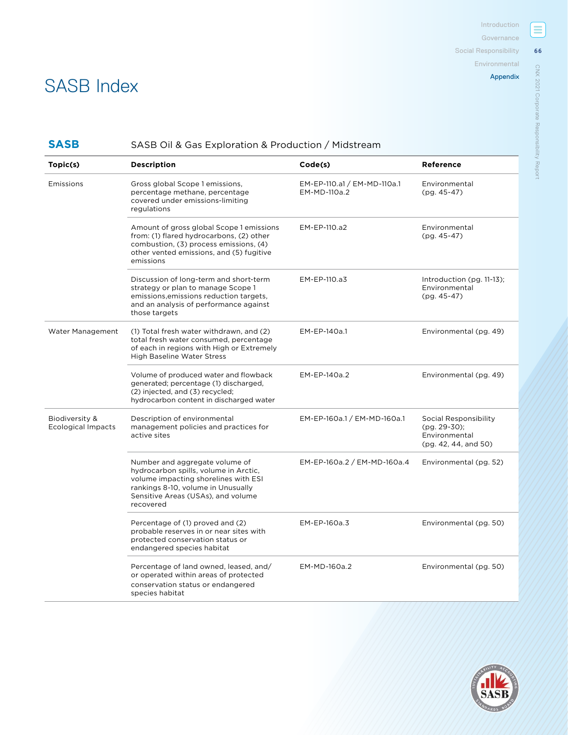# SASB Index

**SASB** SASB Oil & Gas Exploration & Production / Midstream

| Topic(s) | Description | Code(s) | Reference |
|---|---|---|---|
| Emissions | Gross global Scope 1 emissions, percentage methane, percentage covered under emissions-limiting regulations | EM-EP-110.a1 / EM-MD-110a.1 EM-MD-110a.2 | Environmental (pg. 45-47) |
| | Amount of gross global Scope 1 emissions from: (1) flared hydrocarbons, (2) other combustion, (3) process emissions, (4) other vented emissions, and (5) fugitive emissions | EM-EP-110.a2 | Environmental (pg. 45-47) |
| | Discussion of long-term and short-term strategy or plan to manage Scope 1 emissions,emissions reduction targets, and an analysis of performance against those targets | EM-EP-110.a3 | Introduction (pg. 11-13); Environmental (pg. 45-47) |
| Water Management | (1) Total fresh water withdrawn, and (2) total fresh water consumed, percentage of each in regions with High or Extremely High Baseline Water Stress | EM-EP-140a.1 | Environmental (pg. 49) |
| | Volume of produced water and flowback generated; percentage (1) discharged, (2) injected, and (3) recycled; hydrocarbon content in discharged water | EM-EP-140a.2 | Environmental (pg. 49) |
| Biodiversity & Ecological Impacts | Description of environmental management policies and practices for active sites | EM-EP-160a.1 / EM-MD-160a.1 | Social Responsibility (pg. 29-30); Environmental (pg. 42, 44, and 50) |
| | Number and aggregate volume of hydrocarbon spills, volume in Arctic, volume impacting shorelines with ESI rankings 8-10, volume in Unusually Sensitive Areas (USAs), and volume recovered | EM-EP-160a.2 / EM-MD-160a.4 | Environmental (pg. 52) |
| | Percentage of (1) proved and (2) probable reserves in or near sites with protected conservation status or endangered species habitat | EM-EP-160a.3 | Environmental (pg. 50) |
| | Percentage of land owned, leased, and/or operated within areas of protected conservation status or endangered species habitat | EM-MD-160a.2 | Environmental (pg. 50) |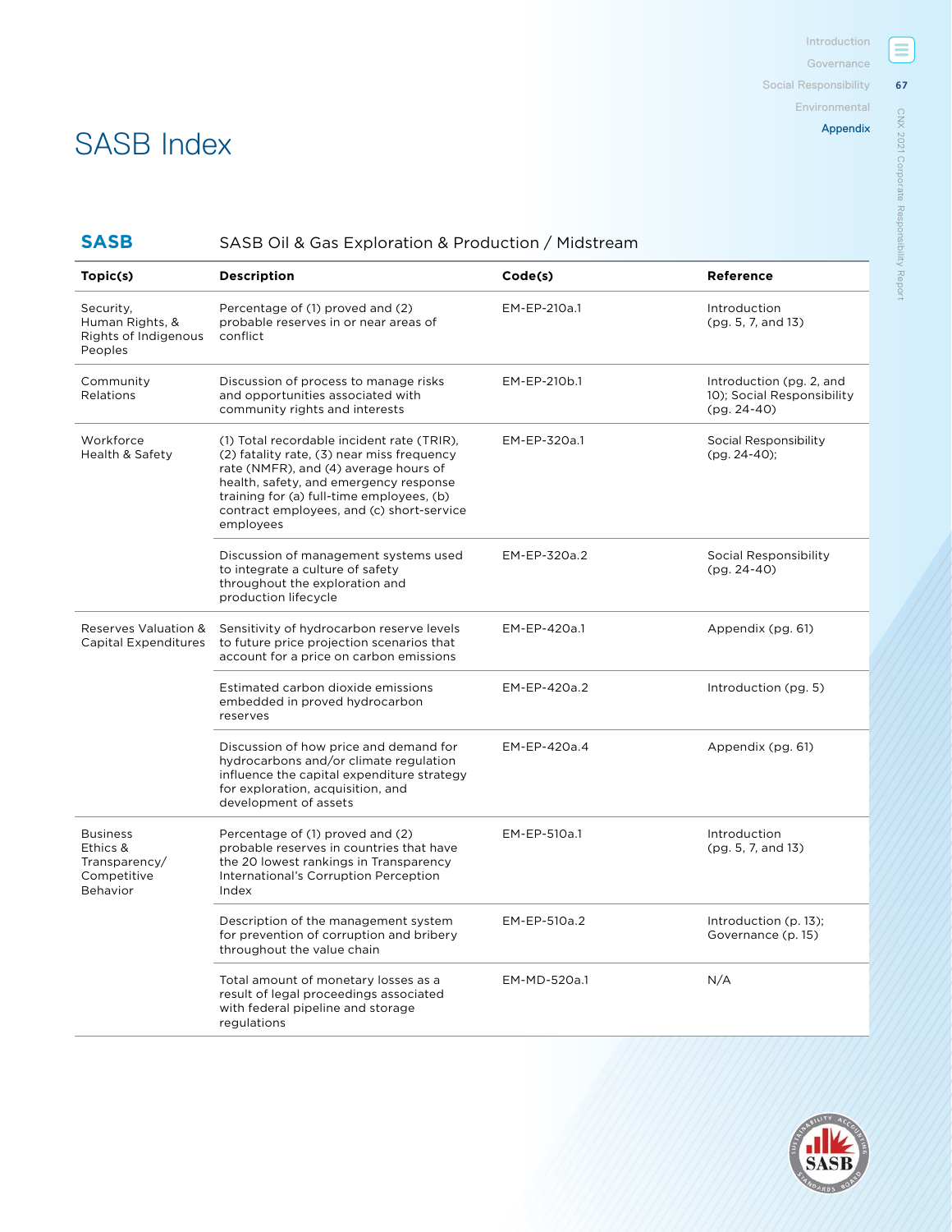# SASB Index

## SASB — SASB Oil & Gas Exploration & Production / Midstream

| Topic(s) | Description | Code(s) | Reference |
|---|---|---|---|
| Security, Human Rights, & Rights of Indigenous Peoples | Percentage of (1) proved and (2) probable reserves in or near areas of conflict | EM-EP-210a.1 | Introduction (pg. 5, 7, and 13) |
| Community Relations | Discussion of process to manage risks and opportunities associated with community rights and interests | EM-EP-210b.1 | Introduction (pg. 2, and 10); Social Responsibility (pg. 24-40) |
| Workforce Health & Safety | (1) Total recordable incident rate (TRIR), (2) fatality rate, (3) near miss frequency rate (NMFR), and (4) average hours of health, safety, and emergency response training for (a) full-time employees, (b) contract employees, and (c) short-service employees | EM-EP-320a.1 | Social Responsibility (pg. 24-40); |
| | Discussion of management systems used to integrate a culture of safety throughout the exploration and production lifecycle | EM-EP-320a.2 | Social Responsibility (pg. 24-40) |
| Reserves Valuation & Capital Expenditures | Sensitivity of hydrocarbon reserve levels to future price projection scenarios that account for a price on carbon emissions | EM-EP-420a.1 | Appendix (pg. 61) |
| | Estimated carbon dioxide emissions embedded in proved hydrocarbon reserves | EM-EP-420a.2 | Introduction (pg. 5) |
| | Discussion of how price and demand for hydrocarbons and/or climate regulation influence the capital expenditure strategy for exploration, acquisition, and development of assets | EM-EP-420a.4 | Appendix (pg. 61) |
| Business Ethics & Transparency/ Competitive Behavior | Percentage of (1) proved and (2) probable reserves in countries that have the 20 lowest rankings in Transparency International's Corruption Perception Index | EM-EP-510a.1 | Introduction (pg. 5, 7, and 13) |
| | Description of the management system for prevention of corruption and bribery throughout the value chain | EM-EP-510a.2 | Introduction (p. 13); Governance (p. 15) |
| | Total amount of monetary losses as a result of legal proceedings associated with federal pipeline and storage regulations | EM-MD-520a.1 | N/A |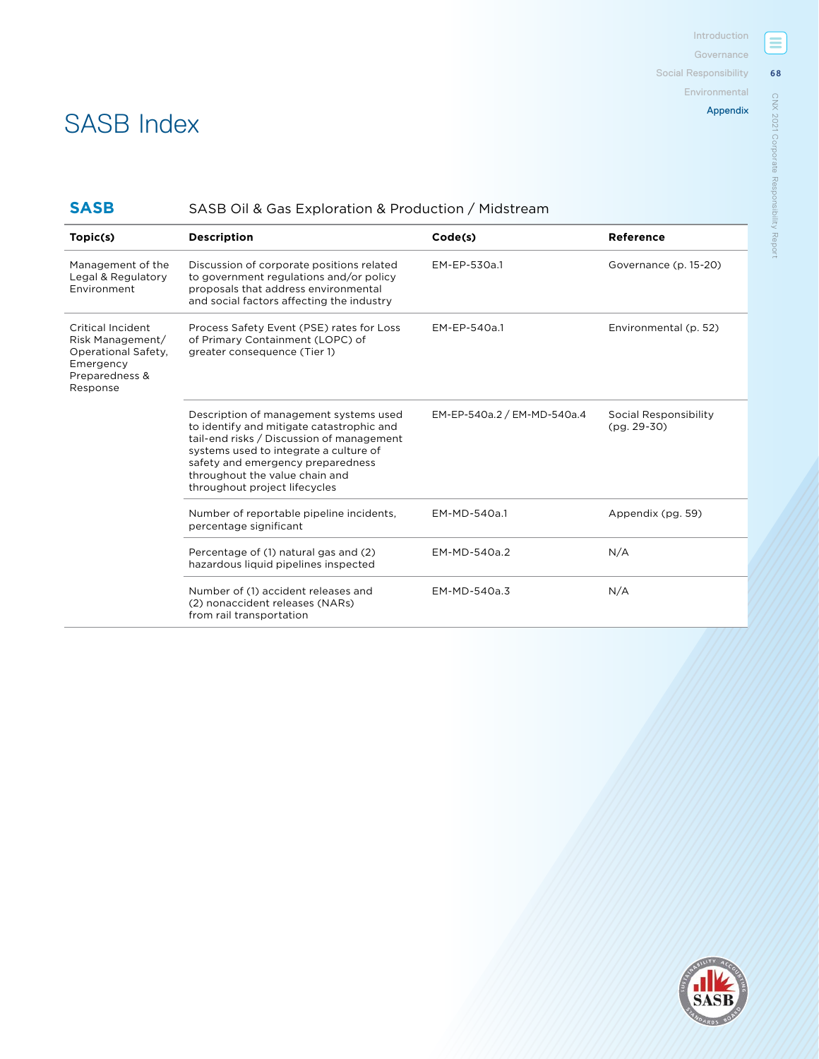# SASB Index

## SASB — SASB Oil & Gas Exploration & Production / Midstream

| Topic(s) | Description | Code(s) | Reference |
|---|---|---|---|
| Management of the Legal & Regulatory Environment | Discussion of corporate positions related to government regulations and/or policy proposals that address environmental and social factors affecting the industry | EM-EP-530a.1 | Governance (p. 15-20) |
| Critical Incident Risk Management/ Operational Safety, Emergency Preparedness & Response | Process Safety Event (PSE) rates for Loss of Primary Containment (LOPC) of greater consequence (Tier 1) | EM-EP-540a.1 | Environmental (p. 52) |
| | Description of management systems used to identify and mitigate catastrophic and tail-end risks / Discussion of management systems used to integrate a culture of safety and emergency preparedness throughout the value chain and throughout project lifecycles | EM-EP-540a.2 / EM-MD-540a.4 | Social Responsibility (pg. 29-30) |
| | Number of reportable pipeline incidents, percentage significant | EM-MD-540a.1 | Appendix (pg. 59) |
| | Percentage of (1) natural gas and (2) hazardous liquid pipelines inspected | EM-MD-540a.2 | N/A |
| | Number of (1) accident releases and (2) nonaccident releases (NARs) from rail transportation | EM-MD-540a.3 | N/A |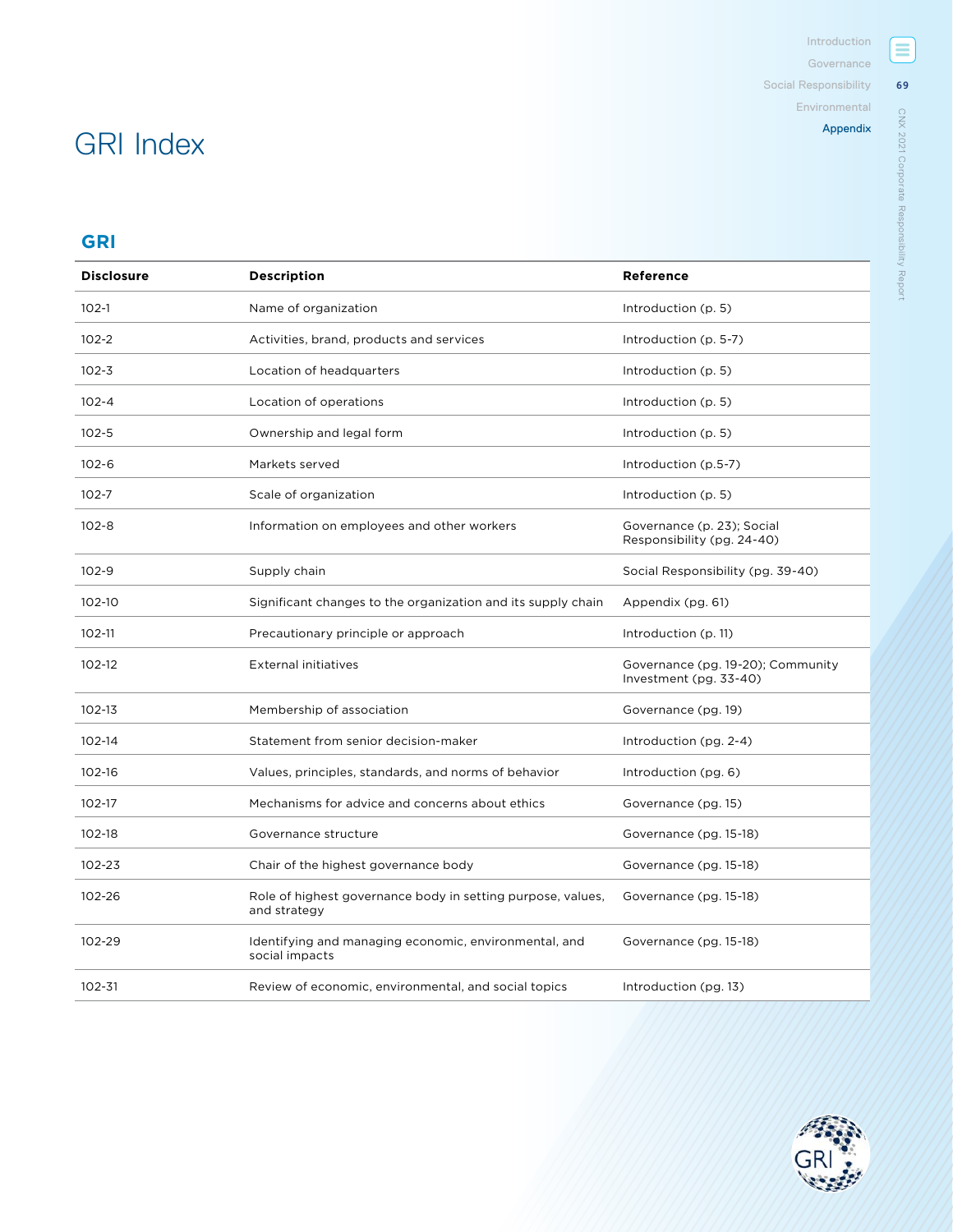# GRI Index

## GRI

| Disclosure | Description | Reference |
|---|---|---|
| 102-1 | Name of organization | Introduction (p. 5) |
| 102-2 | Activities, brand, products and services | Introduction (p. 5-7) |
| 102-3 | Location of headquarters | Introduction (p. 5) |
| 102-4 | Location of operations | Introduction (p. 5) |
| 102-5 | Ownership and legal form | Introduction (p. 5) |
| 102-6 | Markets served | Introduction (p.5-7) |
| 102-7 | Scale of organization | Introduction (p. 5) |
| 102-8 | Information on employees and other workers | Governance (p. 23); Social Responsibility (pg. 24-40) |
| 102-9 | Supply chain | Social Responsibility (pg. 39-40) |
| 102-10 | Significant changes to the organization and its supply chain | Appendix (pg. 61) |
| 102-11 | Precautionary principle or approach | Introduction (p. 11) |
| 102-12 | External initiatives | Governance (pg. 19-20); Community Investment (pg. 33-40) |
| 102-13 | Membership of association | Governance (pg. 19) |
| 102-14 | Statement from senior decision-maker | Introduction (pg. 2-4) |
| 102-16 | Values, principles, standards, and norms of behavior | Introduction (pg. 6) |
| 102-17 | Mechanisms for advice and concerns about ethics | Governance (pg. 15) |
| 102-18 | Governance structure | Governance (pg. 15-18) |
| 102-23 | Chair of the highest governance body | Governance (pg. 15-18) |
| 102-26 | Role of highest governance body in setting purpose, values, and strategy | Governance (pg. 15-18) |
| 102-29 | Identifying and managing economic, environmental, and social impacts | Governance (pg. 15-18) |
| 102-31 | Review of economic, environmental, and social topics | Introduction (pg. 13) |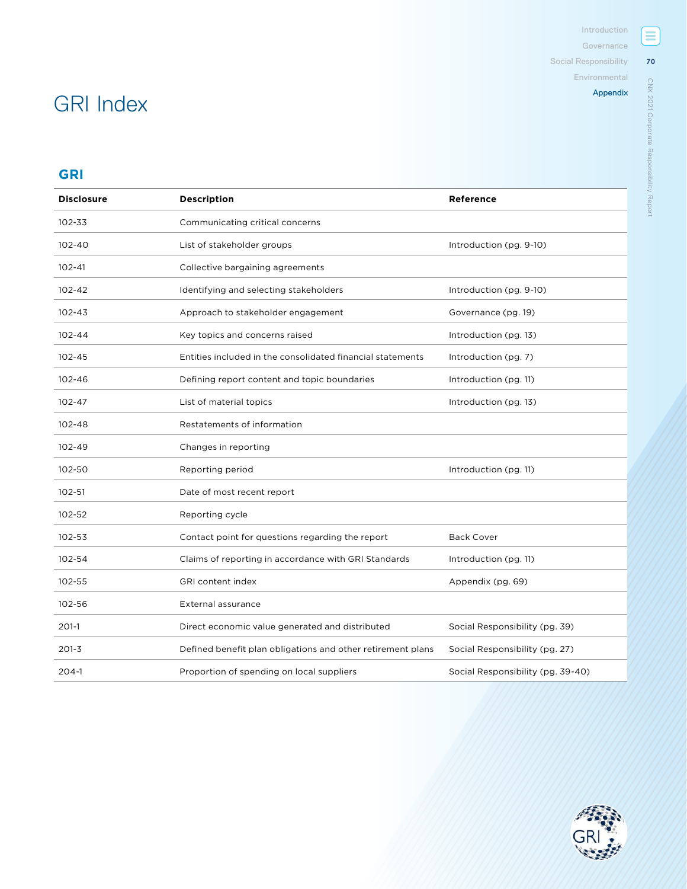# GRI Index

## GRI

| Disclosure | Description | Reference |
|---|---|---|
| 102-33 | Communicating critical concerns | |
| 102-40 | List of stakeholder groups | Introduction (pg. 9-10) |
| 102-41 | Collective bargaining agreements | |
| 102-42 | Identifying and selecting stakeholders | Introduction (pg. 9-10) |
| 102-43 | Approach to stakeholder engagement | Governance (pg. 19) |
| 102-44 | Key topics and concerns raised | Introduction (pg. 13) |
| 102-45 | Entities included in the consolidated financial statements | Introduction (pg. 7) |
| 102-46 | Defining report content and topic boundaries | Introduction (pg. 11) |
| 102-47 | List of material topics | Introduction (pg. 13) |
| 102-48 | Restatements of information | |
| 102-49 | Changes in reporting | |
| 102-50 | Reporting period | Introduction (pg. 11) |
| 102-51 | Date of most recent report | |
| 102-52 | Reporting cycle | |
| 102-53 | Contact point for questions regarding the report | Back Cover |
| 102-54 | Claims of reporting in accordance with GRI Standards | Introduction (pg. 11) |
| 102-55 | GRI content index | Appendix (pg. 69) |
| 102-56 | External assurance | |
| 201-1 | Direct economic value generated and distributed | Social Responsibility (pg. 39) |
| 201-3 | Defined benefit plan obligations and other retirement plans | Social Responsibility (pg. 27) |
| 204-1 | Proportion of spending on local suppliers | Social Responsibility (pg. 39-40) |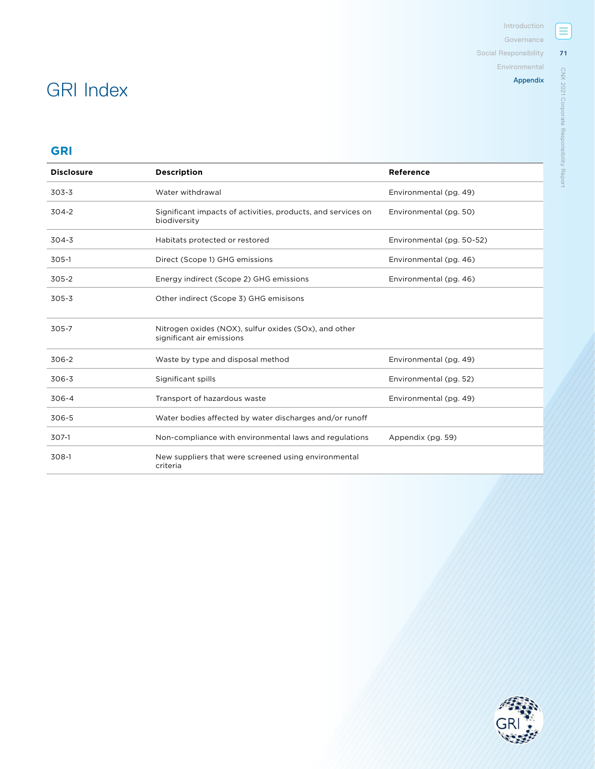# GRI Index

## GRI

| Disclosure | Description | Reference |
|---|---|---|
| 303-3 | Water withdrawal | Environmental (pg. 49) |
| 304-2 | Significant impacts of activities, products, and services on biodiversity | Environmental (pg. 50) |
| 304-3 | Habitats protected or restored | Environmental (pg. 50-52) |
| 305-1 | Direct (Scope 1) GHG emissions | Environmental (pg. 46) |
| 305-2 | Energy indirect (Scope 2) GHG emissions | Environmental (pg. 46) |
| 305-3 | Other indirect (Scope 3) GHG emisisons | |
| 305-7 | Nitrogen oxides (NOX), sulfur oxides (SOx), and other significant air emissions | |
| 306-2 | Waste by type and disposal method | Environmental (pg. 49) |
| 306-3 | Significant spills | Environmental (pg. 52) |
| 306-4 | Transport of hazardous waste | Environmental (pg. 49) |
| 306-5 | Water bodies affected by water discharges and/or runoff | |
| 307-1 | Non-compliance with environmental laws and regulations | Appendix (pg. 59) |
| 308-1 | New suppliers that were screened using environmental criteria | |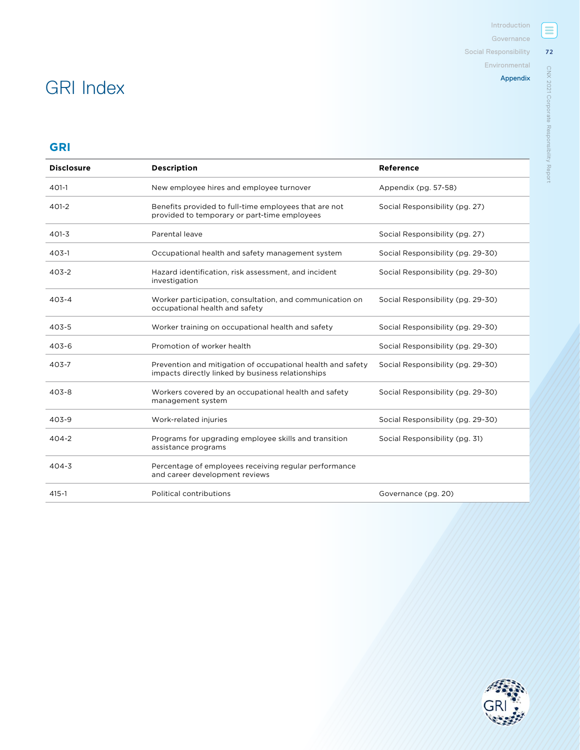# GRI Index

## GRI

| Disclosure | Description | Reference |
|---|---|---|
| 401-1 | New employee hires and employee turnover | Appendix (pg. 57-58) |
| 401-2 | Benefits provided to full-time employees that are not provided to temporary or part-time employees | Social Responsibility (pg. 27) |
| 401-3 | Parental leave | Social Responsibility (pg. 27) |
| 403-1 | Occupational health and safety management system | Social Responsibility (pg. 29-30) |
| 403-2 | Hazard identification, risk assessment, and incident investigation | Social Responsibility (pg. 29-30) |
| 403-4 | Worker participation, consultation, and communication on occupational health and safety | Social Responsibility (pg. 29-30) |
| 403-5 | Worker training on occupational health and safety | Social Responsibility (pg. 29-30) |
| 403-6 | Promotion of worker health | Social Responsibility (pg. 29-30) |
| 403-7 | Prevention and mitigation of occupational health and safety impacts directly linked by business relationships | Social Responsibility (pg. 29-30) |
| 403-8 | Workers covered by an occupational health and safety management system | Social Responsibility (pg. 29-30) |
| 403-9 | Work-related injuries | Social Responsibility (pg. 29-30) |
| 404-2 | Programs for upgrading employee skills and transition assistance programs | Social Responsibility (pg. 31) |
| 404-3 | Percentage of employees receiving regular performance and career development reviews | |
| 415-1 | Political contributions | Governance (pg. 20) |